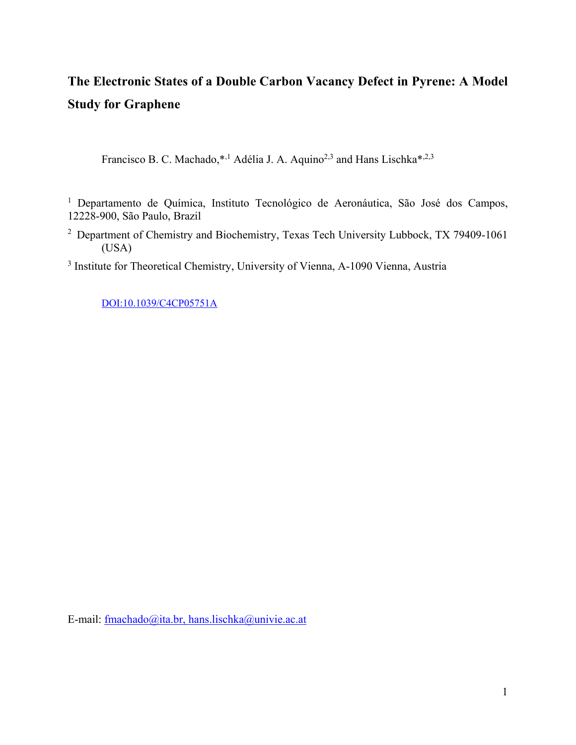# The Electronic States of a Double Carbon Vacancy Defect in Pyrene: A Model Study for Graphene

Francisco B. C. Machado,*[,1] Adélia J. A. Aquino[2,3] and Hans Lischka*[,2,3]

[1] Departamento de Química, Instituto Tecnológico de Aeronáutica, São José dos Campos, 12228-900, São Paulo, Brazil

[2] Department of Chemistry and Biochemistry, Texas Tech University Lubbock, TX 79409-1061 (USA)

[3] Institute for Theoretical Chemistry, University of Vienna, A-1090 Vienna, Austria

DOI:10.1039/C4CP05751A

E-mail: fmachado@ita.br, hans.lischka@univie.ac.at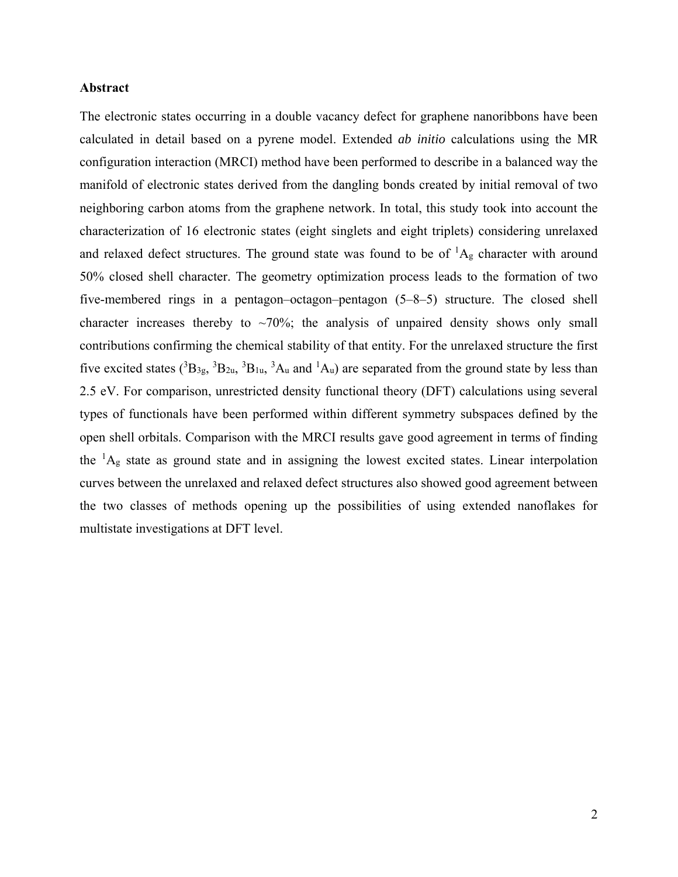## Abstract

The electronic states occurring in a double vacancy defect for graphene nanoribbons have been calculated in detail based on a pyrene model. Extended *ab initio* calculations using the MR configuration interaction (MRCI) method have been performed to describe in a balanced way the manifold of electronic states derived from the dangling bonds created by initial removal of two neighboring carbon atoms from the graphene network. In total, this study took into account the characterization of 16 electronic states (eight singlets and eight triplets) considering unrelaxed and relaxed defect structures. The ground state was found to be of $^1A_g$ character with around 50% closed shell character. The geometry optimization process leads to the formation of two five-membered rings in a pentagon–octagon–pentagon (5–8–5) structure. The closed shell character increases thereby to ~70%; the analysis of unpaired density shows only small contributions confirming the chemical stability of that entity. For the unrelaxed structure the first five excited states ($^3B_{3g}$, $^3B_{2u}$, $^3B_{1u}$, $^3A_u$ and $^1A_u$) are separated from the ground state by less than 2.5 eV. For comparison, unrestricted density functional theory (DFT) calculations using several types of functionals have been performed within different symmetry subspaces defined by the open shell orbitals. Comparison with the MRCI results gave good agreement in terms of finding the $^1A_g$ state as ground state and in assigning the lowest excited states. Linear interpolation curves between the unrelaxed and relaxed defect structures also showed good agreement between the two classes of methods opening up the possibilities of using extended nanoflakes for multistate investigations at DFT level.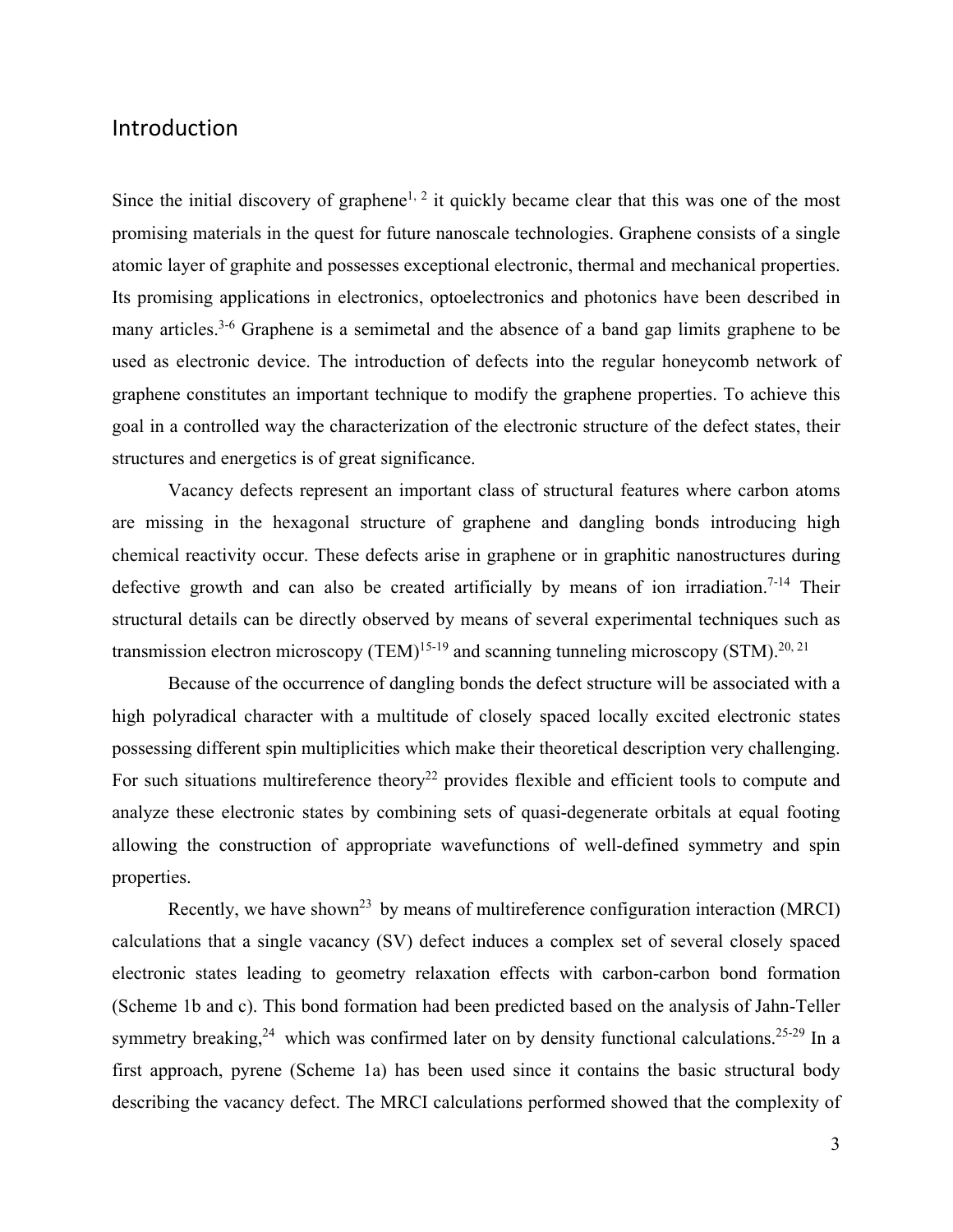## Introduction

Since the initial discovery of graphene[1, 2] it quickly became clear that this was one of the most promising materials in the quest for future nanoscale technologies. Graphene consists of a single atomic layer of graphite and possesses exceptional electronic, thermal and mechanical properties. Its promising applications in electronics, optoelectronics and photonics have been described in many articles.[3-6] Graphene is a semimetal and the absence of a band gap limits graphene to be used as electronic device. The introduction of defects into the regular honeycomb network of graphene constitutes an important technique to modify the graphene properties. To achieve this goal in a controlled way the characterization of the electronic structure of the defect states, their structures and energetics is of great significance.

Vacancy defects represent an important class of structural features where carbon atoms are missing in the hexagonal structure of graphene and dangling bonds introducing high chemical reactivity occur. These defects arise in graphene or in graphitic nanostructures during defective growth and can also be created artificially by means of ion irradiation.[7-14] Their structural details can be directly observed by means of several experimental techniques such as transmission electron microscopy (TEM)[15-19] and scanning tunneling microscopy (STM).[20, 21]

Because of the occurrence of dangling bonds the defect structure will be associated with a high polyradical character with a multitude of closely spaced locally excited electronic states possessing different spin multiplicities which make their theoretical description very challenging. For such situations multireference theory[22] provides flexible and efficient tools to compute and analyze these electronic states by combining sets of quasi-degenerate orbitals at equal footing allowing the construction of appropriate wavefunctions of well-defined symmetry and spin properties.

Recently, we have shown[23] by means of multireference configuration interaction (MRCI) calculations that a single vacancy (SV) defect induces a complex set of several closely spaced electronic states leading to geometry relaxation effects with carbon-carbon bond formation (Scheme 1b and c). This bond formation had been predicted based on the analysis of Jahn-Teller symmetry breaking,[24] which was confirmed later on by density functional calculations.[25-29] In a first approach, pyrene (Scheme 1a) has been used since it contains the basic structural body describing the vacancy defect. The MRCI calculations performed showed that the complexity of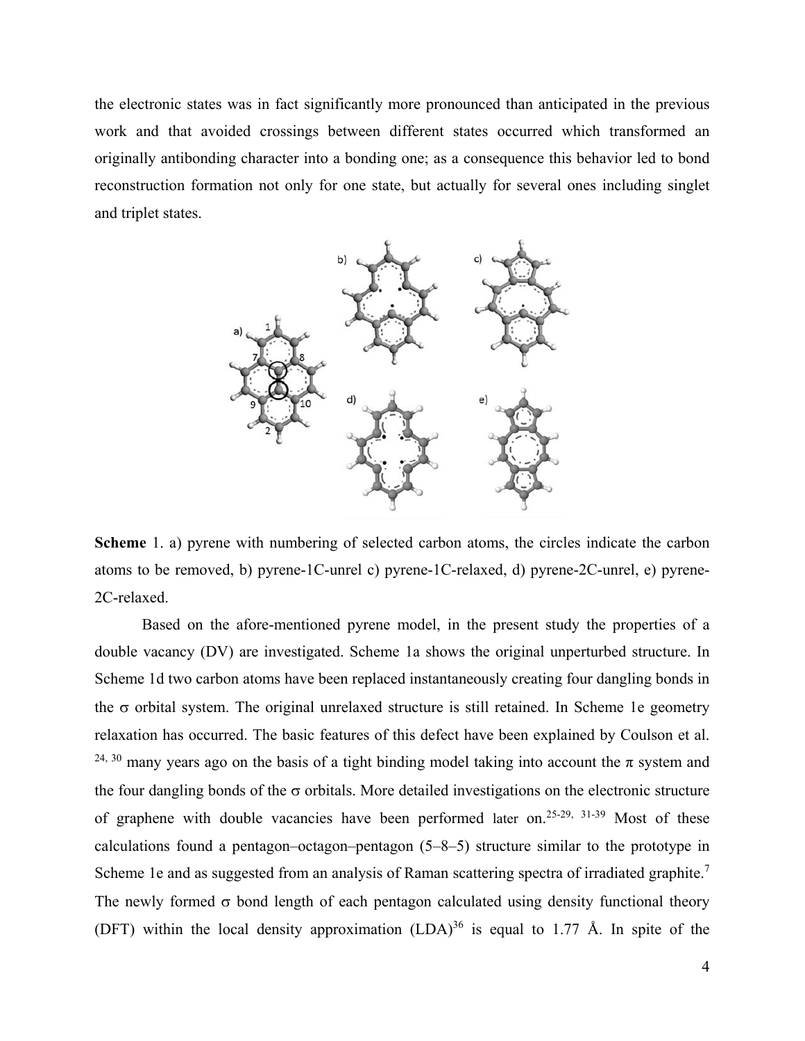the electronic states was in fact significantly more pronounced than anticipated in the previous work and that avoided crossings between different states occurred which transformed an originally antibonding character into a bonding one; as a consequence this behavior led to bond reconstruction formation not only for one state, but actually for several ones including singlet and triplet states.

**Scheme** 1. a) pyrene with numbering of selected carbon atoms, the circles indicate the carbon atoms to be removed, b) pyrene-1C-unrel c) pyrene-1C-relaxed, d) pyrene-2C-unrel, e) pyrene-2C-relaxed.

Based on the afore-mentioned pyrene model, in the present study the properties of a double vacancy (DV) are investigated. Scheme 1a shows the original unperturbed structure. In Scheme 1d two carbon atoms have been replaced instantaneously creating four dangling bonds in the σ orbital system. The original unrelaxed structure is still retained. In Scheme 1e geometry relaxation has occurred. The basic features of this defect have been explained by Coulson et al. [24, 30] many years ago on the basis of a tight binding model taking into account the π system and the four dangling bonds of the σ orbitals. More detailed investigations on the electronic structure of graphene with double vacancies have been performed later on.[25-29, 31-39] Most of these calculations found a pentagon–octagon–pentagon (5–8–5) structure similar to the prototype in Scheme 1e and as suggested from an analysis of Raman scattering spectra of irradiated graphite.[7] The newly formed σ bond length of each pentagon calculated using density functional theory (DFT) within the local density approximation (LDA)[36] is equal to 1.77 Å. In spite of the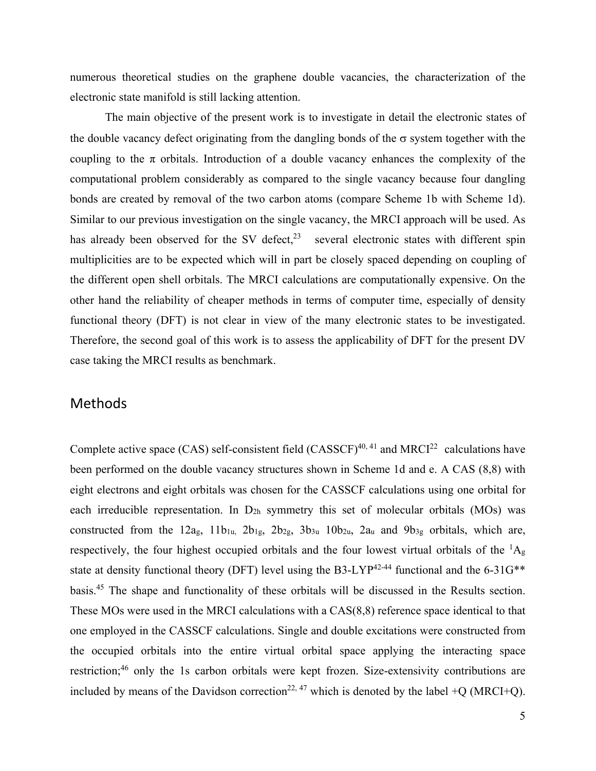numerous theoretical studies on the graphene double vacancies, the characterization of the electronic state manifold is still lacking attention.

The main objective of the present work is to investigate in detail the electronic states of the double vacancy defect originating from the dangling bonds of the σ system together with the coupling to the π orbitals. Introduction of a double vacancy enhances the complexity of the computational problem considerably as compared to the single vacancy because four dangling bonds are created by removal of the two carbon atoms (compare Scheme 1b with Scheme 1d). Similar to our previous investigation on the single vacancy, the MRCI approach will be used. As has already been observed for the SV defect,[23] several electronic states with different spin multiplicities are to be expected which will in part be closely spaced depending on coupling of the different open shell orbitals. The MRCI calculations are computationally expensive. On the other hand the reliability of cheaper methods in terms of computer time, especially of density functional theory (DFT) is not clear in view of the many electronic states to be investigated. Therefore, the second goal of this work is to assess the applicability of DFT for the present DV case taking the MRCI results as benchmark.

## Methods

Complete active space (CAS) self-consistent field (CASSCF)[40, 41] and MRCI[22] calculations have been performed on the double vacancy structures shown in Scheme 1d and e. A CAS (8,8) with eight electrons and eight orbitals was chosen for the CASSCF calculations using one orbital for each irreducible representation. In $D_{2h}$ symmetry this set of molecular orbitals (MOs) was constructed from the $12a_g$, $11b_{1u}$, $2b_{1g}$, $2b_{2g}$, $3b_{3u}$ $10b_{2u}$, $2a_u$ and $9b_{3g}$ orbitals, which are, respectively, the four highest occupied orbitals and the four lowest virtual orbitals of the $^1A_g$ state at density functional theory (DFT) level using the B3-LYP[42-44] functional and the 6-31G** basis.[45] The shape and functionality of these orbitals will be discussed in the Results section. These MOs were used in the MRCI calculations with a CAS(8,8) reference space identical to that one employed in the CASSCF calculations. Single and double excitations were constructed from the occupied orbitals into the entire virtual orbital space applying the interacting space restriction;[46] only the 1s carbon orbitals were kept frozen. Size-extensivity contributions are included by means of the Davidson correction[22, 47] which is denoted by the label +Q (MRCI+Q).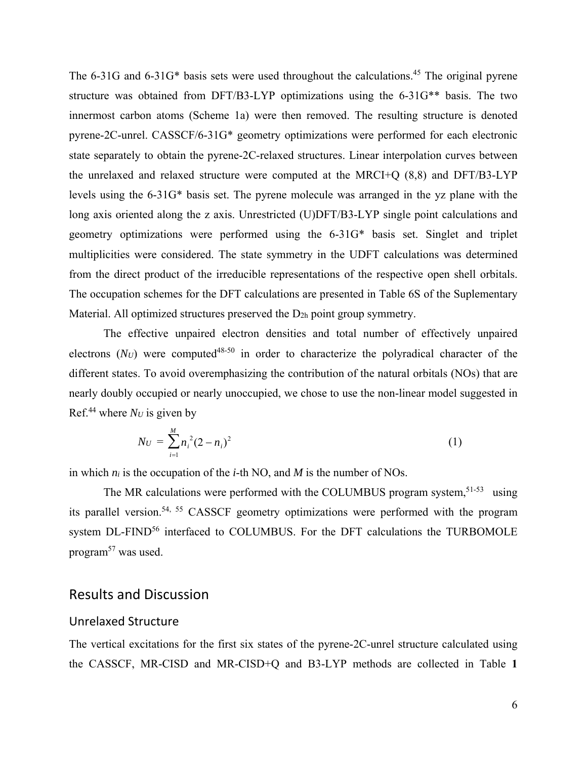The 6-31G and 6-31G* basis sets were used throughout the calculations.[45] The original pyrene structure was obtained from DFT/B3-LYP optimizations using the 6-31G** basis. The two innermost carbon atoms (Scheme 1a) were then removed. The resulting structure is denoted pyrene-2C-unrel. CASSCF/6-31G* geometry optimizations were performed for each electronic state separately to obtain the pyrene-2C-relaxed structures. Linear interpolation curves between the unrelaxed and relaxed structure were computed at the MRCI+Q (8,8) and DFT/B3-LYP levels using the 6-31G* basis set. The pyrene molecule was arranged in the yz plane with the long axis oriented along the z axis. Unrestricted (U)DFT/B3-LYP single point calculations and geometry optimizations were performed using the 6-31G* basis set. Singlet and triplet multiplicities were considered. The state symmetry in the UDFT calculations was determined from the direct product of the irreducible representations of the respective open shell orbitals. The occupation schemes for the DFT calculations are presented in Table 6S of the Suplementary Material. All optimized structures preserved the $D_{2h}$ point group symmetry.

The effective unpaired electron densities and total number of effectively unpaired electrons ($N_U$) were computed[48-50] in order to characterize the polyradical character of the different states. To avoid overemphasizing the contribution of the natural orbitals (NOs) that are nearly doubly occupied or nearly unoccupied, we chose to use the non-linear model suggested in Ref.[44] where $N_U$ is given by

$$N_U = \sum_{i=1}^{M} n_i^{\,2}(2-n_i)^2 \tag{1}$$

in which $n_i$ is the occupation of the *i*-th NO, and *M* is the number of NOs.

The MR calculations were performed with the COLUMBUS program system,[51-53] using its parallel version.[54, 55] CASSCF geometry optimizations were performed with the program system DL-FIND[56] interfaced to COLUMBUS. For the DFT calculations the TURBOMOLE program[57] was used.

## Results and Discussion

### Unrelaxed Structure

The vertical excitations for the first six states of the pyrene-2C-unrel structure calculated using the CASSCF, MR-CISD and MR-CISD+Q and B3-LYP methods are collected in Table **1**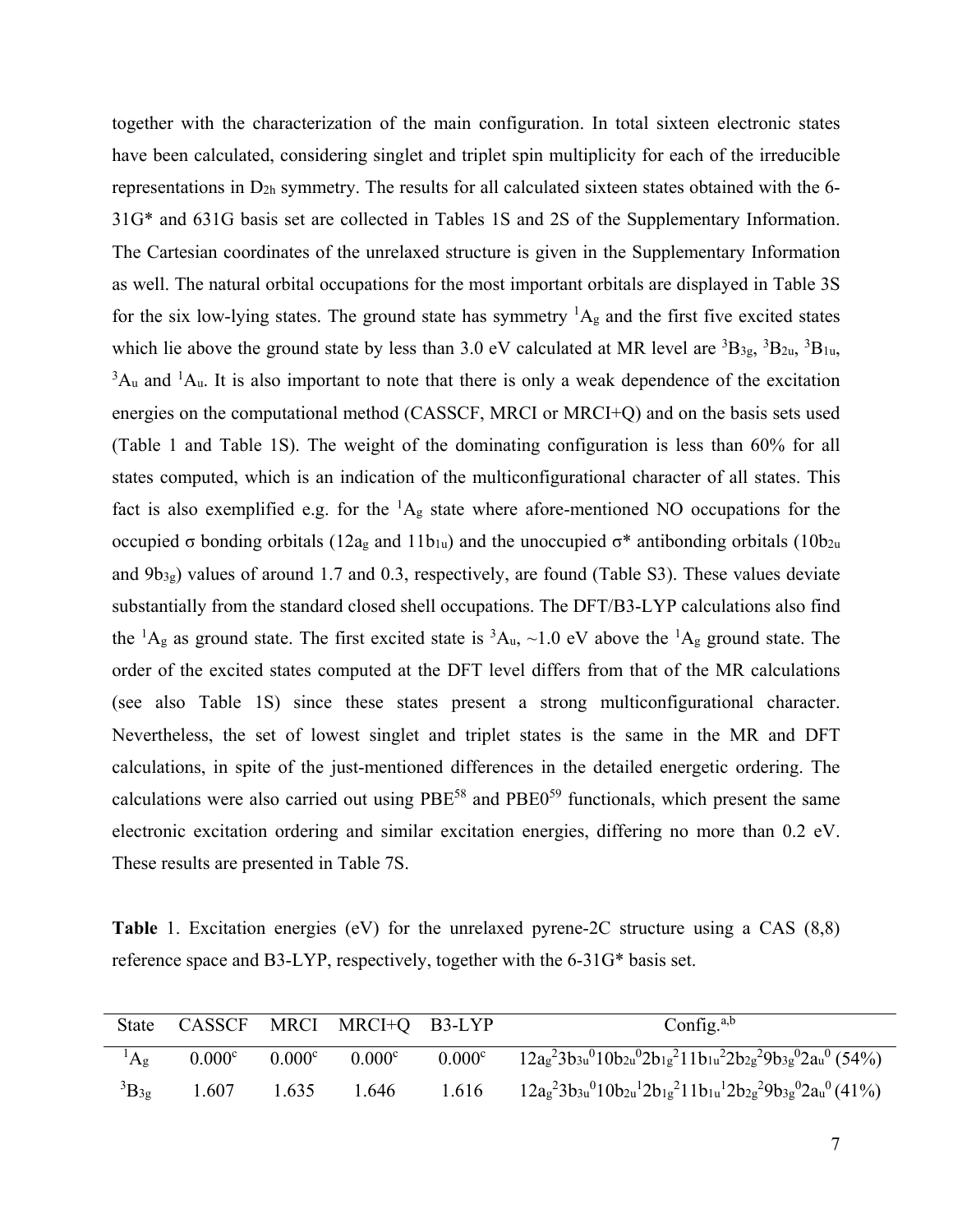together with the characterization of the main configuration. In total sixteen electronic states have been calculated, considering singlet and triplet spin multiplicity for each of the irreducible representations in $D_{2h}$ symmetry. The results for all calculated sixteen states obtained with the 6-31G* and 631G basis set are collected in Tables 1S and 2S of the Supplementary Information. The Cartesian coordinates of the unrelaxed structure is given in the Supplementary Information as well. The natural orbital occupations for the most important orbitals are displayed in Table 3S for the six low-lying states. The ground state has symmetry $^1A_g$ and the first five excited states which lie above the ground state by less than 3.0 eV calculated at MR level are $^3B_{3g}$, $^3B_{2u}$, $^3B_{1u}$, $^3A_u$ and $^1A_u$. It is also important to note that there is only a weak dependence of the excitation energies on the computational method (CASSCF, MRCI or MRCI+Q) and on the basis sets used (Table 1 and Table 1S). The weight of the dominating configuration is less than 60% for all states computed, which is an indication of the multiconfigurational character of all states. This fact is also exemplified e.g. for the $^1A_g$ state where afore-mentioned NO occupations for the occupied σ bonding orbitals ($12a_g$ and $11b_{1u}$) and the unoccupied σ* antibonding orbitals ($10b_{2u}$ and $9b_{3g}$) values of around 1.7 and 0.3, respectively, are found (Table S3). These values deviate substantially from the standard closed shell occupations. The DFT/B3-LYP calculations also find the $^1A_g$ as ground state. The first excited state is $^3A_u$, ~1.0 eV above the $^1A_g$ ground state. The order of the excited states computed at the DFT level differs from that of the MR calculations (see also Table 1S) since these states present a strong multiconfigurational character. Nevertheless, the set of lowest singlet and triplet states is the same in the MR and DFT calculations, in spite of the just-mentioned differences in the detailed energetic ordering. The calculations were also carried out using PBE[58] and PBE0[59] functionals, which present the same electronic excitation ordering and similar excitation energies, differing no more than 0.2 eV. These results are presented in Table 7S.

**Table** 1. Excitation energies (eV) for the unrelaxed pyrene-2C structure using a CAS (8,8) reference space and B3-LYP, respectively, together with the 6-31G* basis set.

| State | CASSCF | MRCI | MRCI+Q | B3-LYP | Config.[a,b] |
|---|---|---|---|---|---|
| $^1A_g$ | 0.000[c] | 0.000[c] | 0.000[c] | 0.000[c] | $12a_g^2 3b_{3u}^0 10b_{2u}^0 2b_{1g}^2 11b_{1u}^2 2b_{2g}^2 9b_{3g}^0 2a_u^0$ (54%) |
| $^3B_{3g}$ | 1.607 | 1.635 | 1.646 | 1.616 | $12a_g^2 3b_{3u}^0 10b_{2u}^1 2b_{1g}^2 11b_{1u}^1 2b_{2g}^2 9b_{3g}^0 2a_u^0$ (41%) |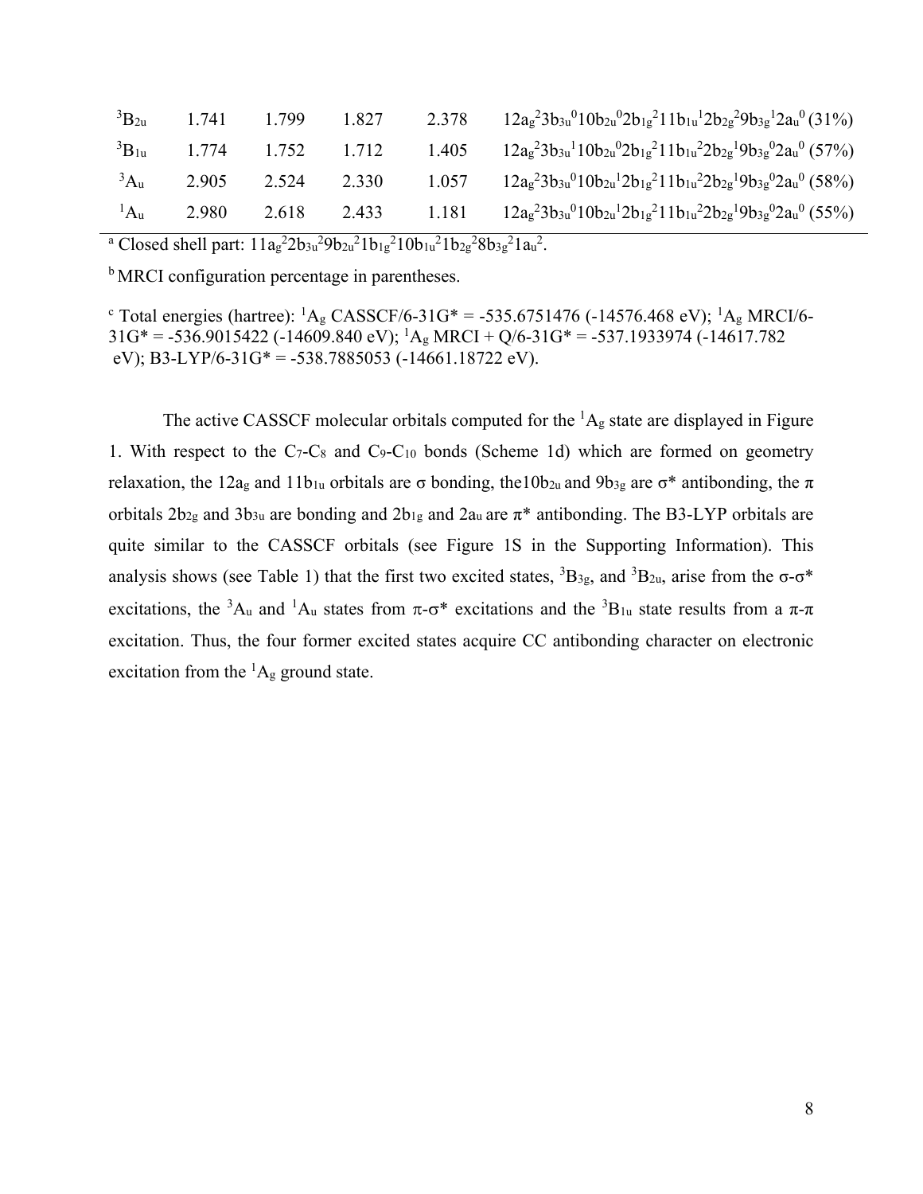| | | | | | |
|---|---|---|---|---|---|
| $^3B_{2u}$ | 1.741 | 1.799 | 1.827 | 2.378 | $12a_g^2 3b_{3u}^0 10b_{2u}^0 2b_{1g}^2 11b_{1u}^1 2b_{2g}^2 9b_{3g}^1 2a_u^0$ (31%) |
| $^3B_{1u}$ | 1.774 | 1.752 | 1.712 | 1.405 | $12a_g^2 3b_{3u}^1 10b_{2u}^0 2b_{1g}^2 11b_{1u}^2 2b_{2g}^1 9b_{3g}^0 2a_u^0$ (57%) |
| $^3A_u$ | 2.905 | 2.524 | 2.330 | 1.057 | $12a_g^2 3b_{3u}^0 10b_{2u}^1 2b_{1g}^2 11b_{1u}^2 2b_{2g}^1 9b_{3g}^0 2a_u^0$ (58%) |
| $^1A_u$ | 2.980 | 2.618 | 2.433 | 1.181 | $12a_g^2 3b_{3u}^0 10b_{2u}^1 2b_{1g}^2 11b_{1u}^2 2b_{2g}^1 9b_{3g}^0 2a_u^0$ (55%) |

[a] Closed shell part: $11a_g^2 2b_{3u}^2 9b_{2u}^2 1b_{1g}^2 10b_{1u}^2 1b_{2g}^2 8b_{3g}^2 1a_u^2$.

[b] MRCI configuration percentage in parentheses.

[c] Total energies (hartree): $^1A_g$ CASSCF/6-31G* = -535.6751476 (-14576.468 eV); $^1A_g$ MRCI/6-31G* = -536.9015422 (-14609.840 eV); $^1A_g$ MRCI + Q/6-31G* = -537.1933974 (-14617.782 eV); B3-LYP/6-31G* = -538.7885053 (-14661.18722 eV).

The active CASSCF molecular orbitals computed for the $^1A_g$ state are displayed in Figure 1. With respect to the $C_7$-$C_8$ and $C_9$-$C_{10}$ bonds (Scheme 1d) which are formed on geometry relaxation, the $12a_g$ and $11b_{1u}$ orbitals are σ bonding, the $10b_{2u}$ and $9b_{3g}$ are σ* antibonding, the π orbitals $2b_{2g}$ and $3b_{3u}$ are bonding and $2b_{1g}$ and $2a_u$ are π* antibonding. The B3-LYP orbitals are quite similar to the CASSCF orbitals (see Figure 1S in the Supporting Information). This analysis shows (see Table 1) that the first two excited states, $^3B_{3g}$, and $^3B_{2u}$, arise from the σ-σ* excitations, the $^3A_u$ and $^1A_u$ states from π-σ* excitations and the $^3B_{1u}$ state results from a π-π excitation. Thus, the four former excited states acquire CC antibonding character on electronic excitation from the $^1A_g$ ground state.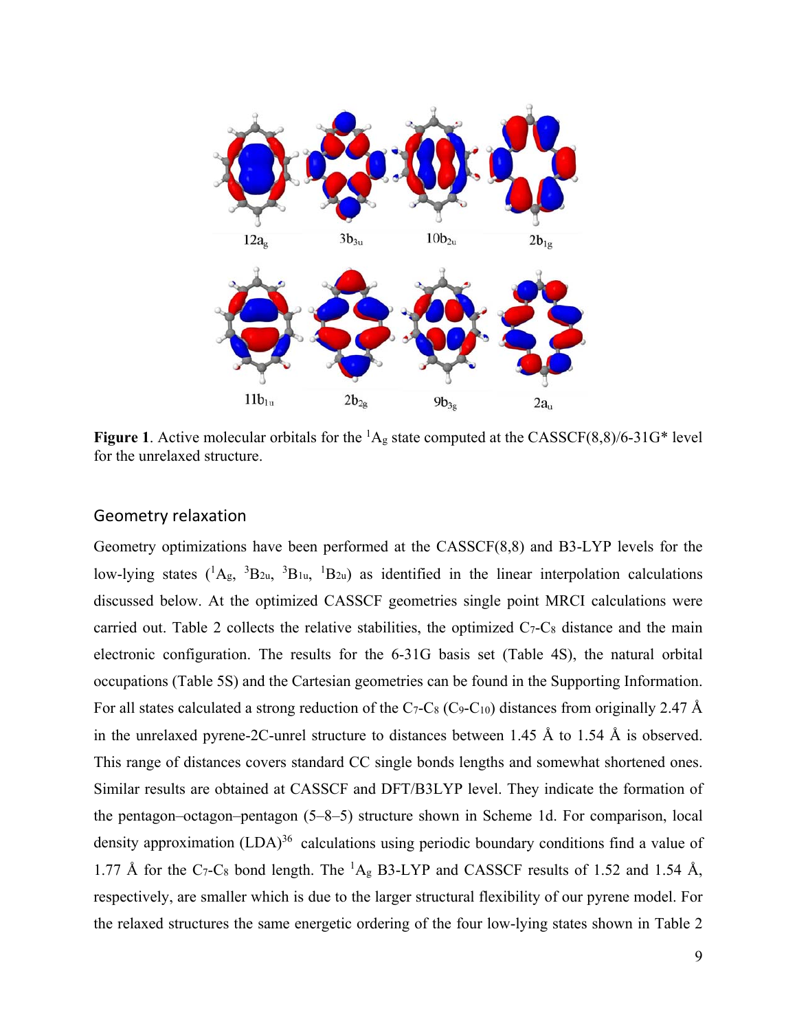12a$_g$ 3b$_{3u}$ 10b$_{2u}$ 2b$_{1g}$

11b$_{1u}$ 2b$_{2g}$ 9b$_{3g}$ 2a$_u$

**Figure 1**. Active molecular orbitals for the $^1A_g$ state computed at the CASSCF(8,8)/6-31G* level for the unrelaxed structure.

## Geometry relaxation

Geometry optimizations have been performed at the CASSCF(8,8) and B3-LYP levels for the low-lying states ($^1A_g$, $^3B_{2u}$, $^3B_{1u}$, $^1B_{2u}$) as identified in the linear interpolation calculations discussed below. At the optimized CASSCF geometries single point MRCI calculations were carried out. Table 2 collects the relative stabilities, the optimized $C_7$-$C_8$ distance and the main electronic configuration. The results for the 6-31G basis set (Table 4S), the natural orbital occupations (Table 5S) and the Cartesian geometries can be found in the Supporting Information. For all states calculated a strong reduction of the $C_7$-$C_8$ ($C_9$-$C_{10}$) distances from originally 2.47 Å in the unrelaxed pyrene-2C-unrel structure to distances between 1.45 Å to 1.54 Å is observed. This range of distances covers standard CC single bonds lengths and somewhat shortened ones. Similar results are obtained at CASSCF and DFT/B3LYP level. They indicate the formation of the pentagon–octagon–pentagon (5–8–5) structure shown in Scheme 1d. For comparison, local density approximation (LDA)[36] calculations using periodic boundary conditions find a value of 1.77 Å for the $C_7$-$C_8$ bond length. The $^1A_g$ B3-LYP and CASSCF results of 1.52 and 1.54 Å, respectively, are smaller which is due to the larger structural flexibility of our pyrene model. For the relaxed structures the same energetic ordering of the four low-lying states shown in Table 2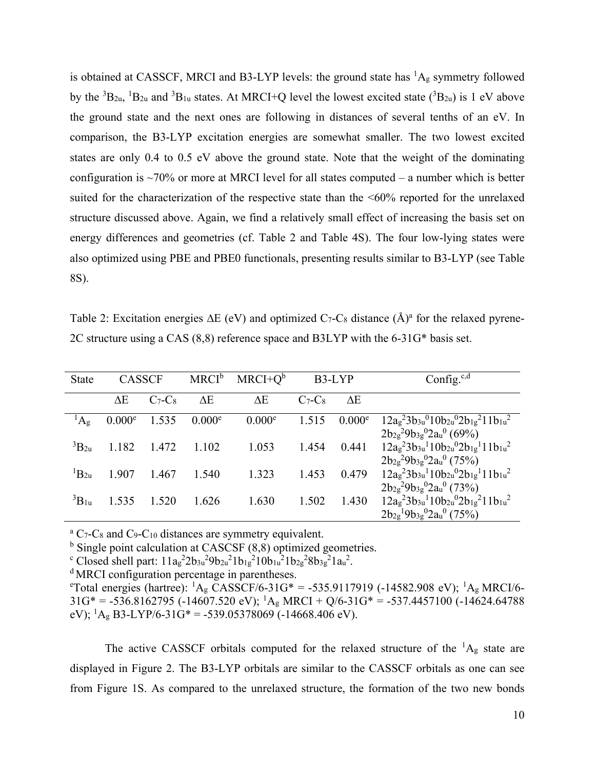is obtained at CASSCF, MRCI and B3-LYP levels: the ground state has $^1A_g$ symmetry followed by the $^3B_{2u}$, $^1B_{2u}$ and $^3B_{1u}$ states. At MRCI+Q level the lowest excited state ($^3B_{2u}$) is 1 eV above the ground state and the next ones are following in distances of several tenths of an eV. In comparison, the B3-LYP excitation energies are somewhat smaller. The two lowest excited states are only 0.4 to 0.5 eV above the ground state. Note that the weight of the dominating configuration is ~70% or more at MRCI level for all states computed – a number which is better suited for the characterization of the respective state than the <60% reported for the unrelaxed structure discussed above. Again, we find a relatively small effect of increasing the basis set on energy differences and geometries (cf. Table 2 and Table 4S). The four low-lying states were also optimized using PBE and PBE0 functionals, presenting results similar to B3-LYP (see Table 8S).

Table 2: Excitation energies ΔE (eV) and optimized $C_7$-$C_8$ distance (Å)[a] for the relaxed pyrene-2C structure using a CAS (8,8) reference space and B3LYP with the 6-31G* basis set.

| State | CASSCF | | MRCI[b] | MRCI+Q[b] | B3-LYP | | Config.[c,d] |
|---|---|---|---|---|---|---|---|
| | ΔE | $C_7$-$C_8$ | ΔE | ΔE | $C_7$-$C_8$ | ΔE | |
| $^1A_g$ | 0.000[e] | 1.535 | 0.000[e] | 0.000[e] | 1.515 | 0.000[e] | $12a_g^2 3b_{3u}^0 10b_{2u}^0 2b_{1g}^2 11b_{1u}^2 2b_{2g}^2 9b_{3g}^0 2a_u^0$ (69%) |
| $^3B_{2u}$ | 1.182 | 1.472 | 1.102 | 1.053 | 1.454 | 0.441 | $12a_g^2 3b_{3u}^1 10b_{2u}^0 2b_{1g}^1 11b_{1u}^2 2b_{2g}^2 9b_{3g}^0 2a_u^0$ (75%) |
| $^1B_{2u}$ | 1.907 | 1.467 | 1.540 | 1.323 | 1.453 | 0.479 | $12a_g^2 3b_{3u}^1 10b_{2u}^0 2b_{1g}^1 11b_{1u}^2 2b_{2g}^2 9b_{3g}^0 2a_u^0$ (73%) |
| $^3B_{1u}$ | 1.535 | 1.520 | 1.626 | 1.630 | 1.502 | 1.430 | $12a_g^2 3b_{3u}^1 10b_{2u}^0 2b_{1g}^2 11b_{1u}^2 2b_{2g}^1 9b_{3g}^0 2a_u^0$ (75%) |

[a] $C_7$-$C_8$ and $C_9$-$C_{10}$ distances are symmetry equivalent.
[b] Single point calculation at CASCSF (8,8) optimized geometries.
[c] Closed shell part: $11a_g^2 2b_{3u}^2 9b_{2u}^2 1b_{1g}^2 10b_{1u}^2 1b_{2g}^2 8b_{3g}^2 1a_u^2$.
[d] MRCI configuration percentage in parentheses.
[e] Total energies (hartree): $^1A_g$ CASSCF/6-31G* = -535.9117919 (-14582.908 eV); $^1A_g$ MRCI/6-31G* = -536.8162795 (-14607.520 eV); $^1A_g$ MRCI + Q/6-31G* = -537.4457100 (-14624.64788 eV); $^1A_g$ B3-LYP/6-31G* = -539.05378069 (-14668.406 eV).

The active CASSCF orbitals computed for the relaxed structure of the $^1A_g$ state are displayed in Figure 2. The B3-LYP orbitals are similar to the CASSCF orbitals as one can see from Figure 1S. As compared to the unrelaxed structure, the formation of the two new bonds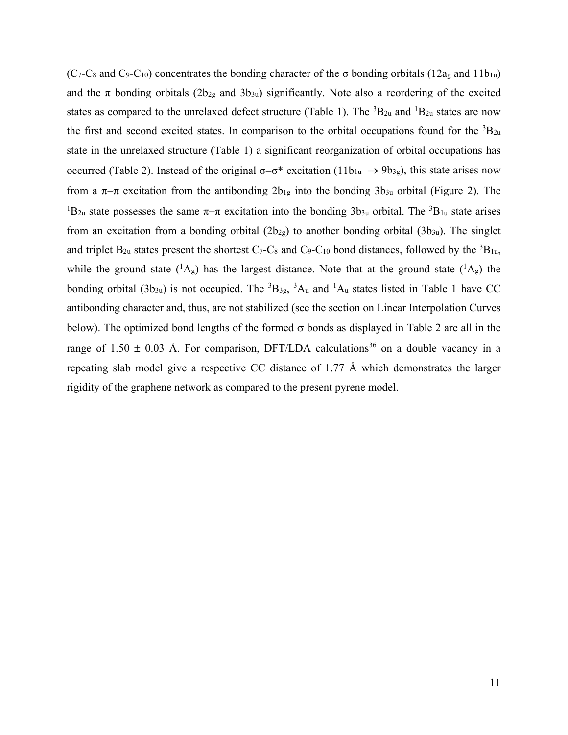($C_7$-$C_8$ and $C_9$-$C_{10}$) concentrates the bonding character of the σ bonding orbitals ($12a_g$ and $11b_{1u}$) and the π bonding orbitals ($2b_{2g}$ and $3b_{3u}$) significantly. Note also a reordering of the excited states as compared to the unrelaxed defect structure (Table 1). The $^3B_{2u}$ and $^1B_{2u}$ states are now the first and second excited states. In comparison to the orbital occupations found for the $^3B_{2u}$ state in the unrelaxed structure (Table 1) a significant reorganization of orbital occupations has occurred (Table 2). Instead of the original σ−σ* excitation ($11b_{1u} \rightarrow 9b_{3g}$), this state arises now from a π−π excitation from the antibonding $2b_{1g}$ into the bonding $3b_{3u}$ orbital (Figure 2). The $^1B_{2u}$ state possesses the same π−π excitation into the bonding $3b_{3u}$ orbital. The $^3B_{1u}$ state arises from an excitation from a bonding orbital ($2b_{2g}$) to another bonding orbital ($3b_{3u}$). The singlet and triplet $B_{2u}$ states present the shortest $C_7$-$C_8$ and $C_9$-$C_{10}$ bond distances, followed by the $^3B_{1u}$, while the ground state ($^1A_g$) has the largest distance. Note that at the ground state ($^1A_g$) the bonding orbital ($3b_{3u}$) is not occupied. The $^3B_{3g}$, $^3A_u$ and $^1A_u$ states listed in Table 1 have CC antibonding character and, thus, are not stabilized (see the section on Linear Interpolation Curves below). The optimized bond lengths of the formed σ bonds as displayed in Table 2 are all in the range of 1.50 ± 0.03 Å. For comparison, DFT/LDA calculations[36] on a double vacancy in a repeating slab model give a respective CC distance of 1.77 Å which demonstrates the larger rigidity of the graphene network as compared to the present pyrene model.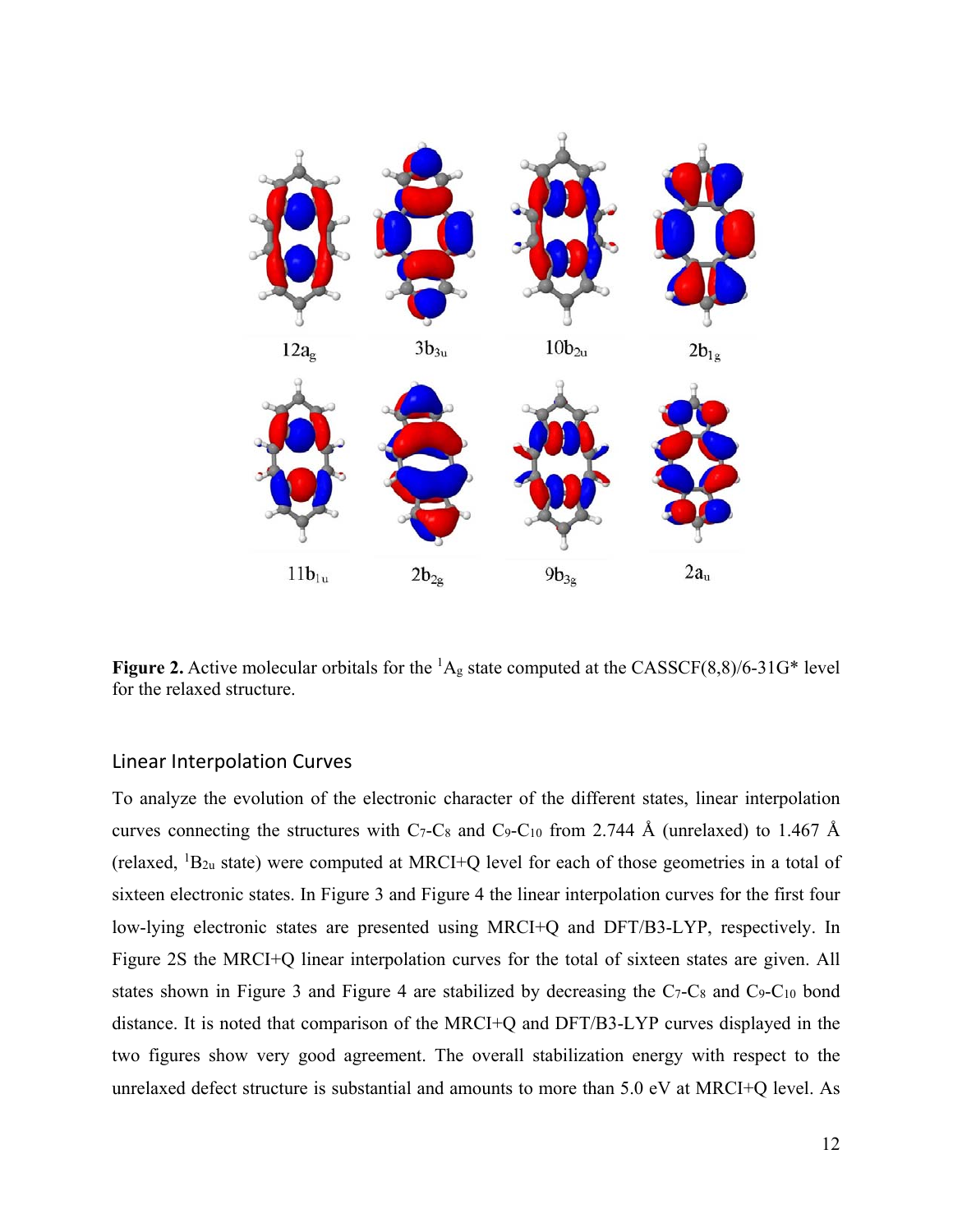12$a_g$ 3$b_{3u}$ 10$b_{2u}$ 2$b_{1g}$

11$b_{1u}$ 2$b_{2g}$ 9$b_{3g}$ 2$a_u$

**Figure 2.** Active molecular orbitals for the $^1A_g$ state computed at the CASSCF(8,8)/6-31G* level for the relaxed structure.

## Linear Interpolation Curves

To analyze the evolution of the electronic character of the different states, linear interpolation curves connecting the structures with $C_7$-$C_8$ and $C_9$-$C_{10}$ from 2.744 Å (unrelaxed) to 1.467 Å (relaxed, $^1B_{2u}$ state) were computed at MRCI+Q level for each of those geometries in a total of sixteen electronic states. In Figure 3 and Figure 4 the linear interpolation curves for the first four low-lying electronic states are presented using MRCI+Q and DFT/B3-LYP, respectively. In Figure 2S the MRCI+Q linear interpolation curves for the total of sixteen states are given. All states shown in Figure 3 and Figure 4 are stabilized by decreasing the $C_7$-$C_8$ and $C_9$-$C_{10}$ bond distance. It is noted that comparison of the MRCI+Q and DFT/B3-LYP curves displayed in the two figures show very good agreement. The overall stabilization energy with respect to the unrelaxed defect structure is substantial and amounts to more than 5.0 eV at MRCI+Q level. As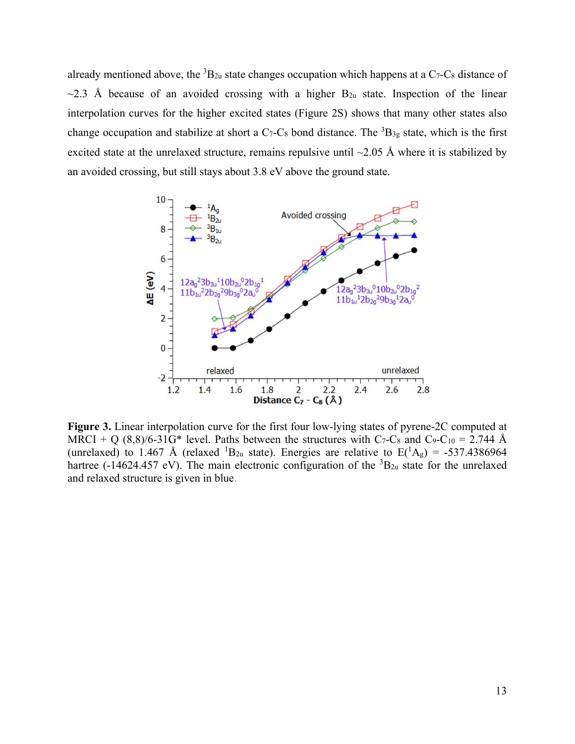already mentioned above, the $^3B_{2u}$ state changes occupation which happens at a $C_7$-$C_8$ distance of ~2.3 Å because of an avoided crossing with a higher $B_{2u}$ state. Inspection of the linear interpolation curves for the higher excited states (Figure 2S) shows that many other states also change occupation and stabilize at short a $C_7$-$C_8$ bond distance. The $^3B_{3g}$ state, which is the first excited state at the unrelaxed structure, remains repulsive until ~2.05 Å where it is stabilized by an avoided crossing, but still stays about 3.8 eV above the ground state.

**Figure 3.** Linear interpolation curve for the first four low-lying states of pyrene-2C computed at MRCI + Q (8,8)/6-31G* level. Paths between the structures with $C_7$-$C_8$ and $C_9$-$C_{10}$ = 2.744 Å (unrelaxed) to 1.467 Å (relaxed $^1B_{2u}$ state). Energies are relative to $E(^1A_g)$ = -537.4386964 hartree (-14624.457 eV). The main electronic configuration of the $^3B_{2u}$ state for the unrelaxed and relaxed structure is given in blue.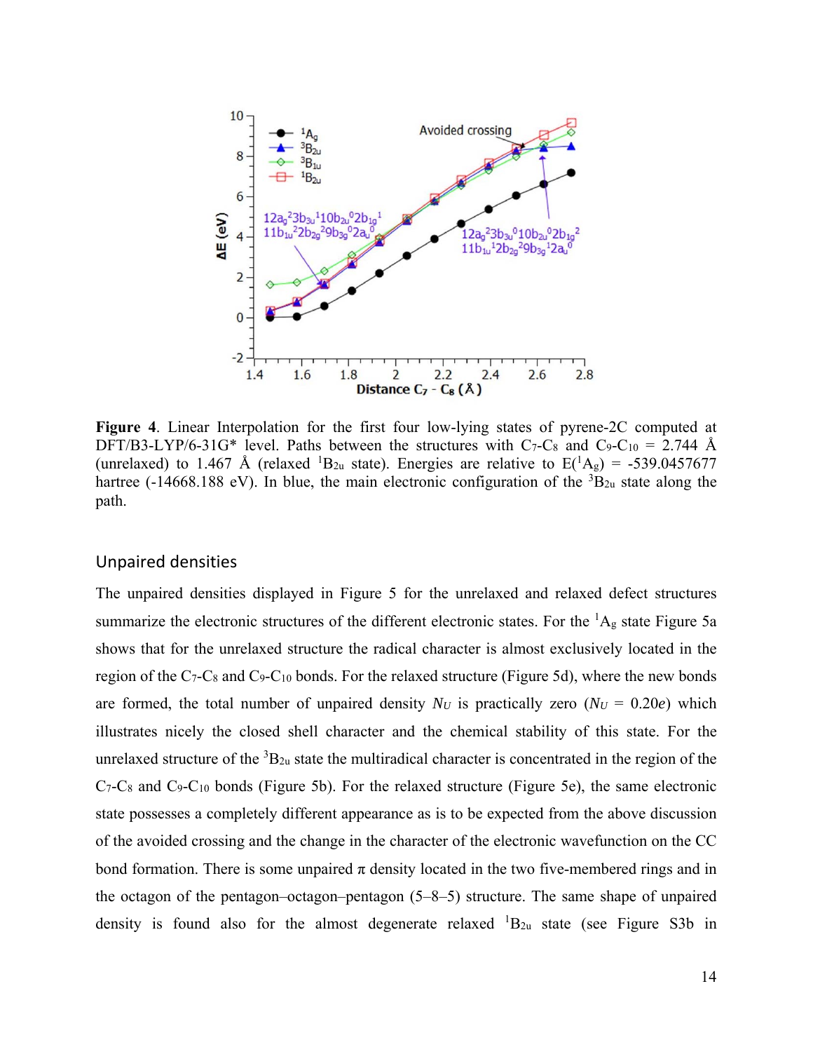**Figure 4**. Linear Interpolation for the first four low-lying states of pyrene-2C computed at DFT/B3-LYP/6-31G* level. Paths between the structures with $C_7$-$C_8$ and $C_9$-$C_{10}$ = 2.744 Å (unrelaxed) to 1.467 Å (relaxed $^1B_{2u}$ state). Energies are relative to E($^1A_g$) = -539.0457677 hartree (-14668.188 eV). In blue, the main electronic configuration of the $^3B_{2u}$ state along the path.

## Unpaired densities

The unpaired densities displayed in Figure 5 for the unrelaxed and relaxed defect structures summarize the electronic structures of the different electronic states. For the $^1A_g$ state Figure 5a shows that for the unrelaxed structure the radical character is almost exclusively located in the region of the $C_7$-$C_8$ and $C_9$-$C_{10}$ bonds. For the relaxed structure (Figure 5d), where the new bonds are formed, the total number of unpaired density $N_U$ is practically zero ($N_U$ = 0.20$e$) which illustrates nicely the closed shell character and the chemical stability of this state. For the unrelaxed structure of the $^3B_{2u}$ state the multiradical character is concentrated in the region of the $C_7$-$C_8$ and $C_9$-$C_{10}$ bonds (Figure 5b). For the relaxed structure (Figure 5e), the same electronic state possesses a completely different appearance as is to be expected from the above discussion of the avoided crossing and the change in the character of the electronic wavefunction on the CC bond formation. There is some unpaired $\pi$ density located in the two five-membered rings and in the octagon of the pentagon–octagon–pentagon (5–8–5) structure. The same shape of unpaired density is found also for the almost degenerate relaxed $^1B_{2u}$ state (see Figure S3b in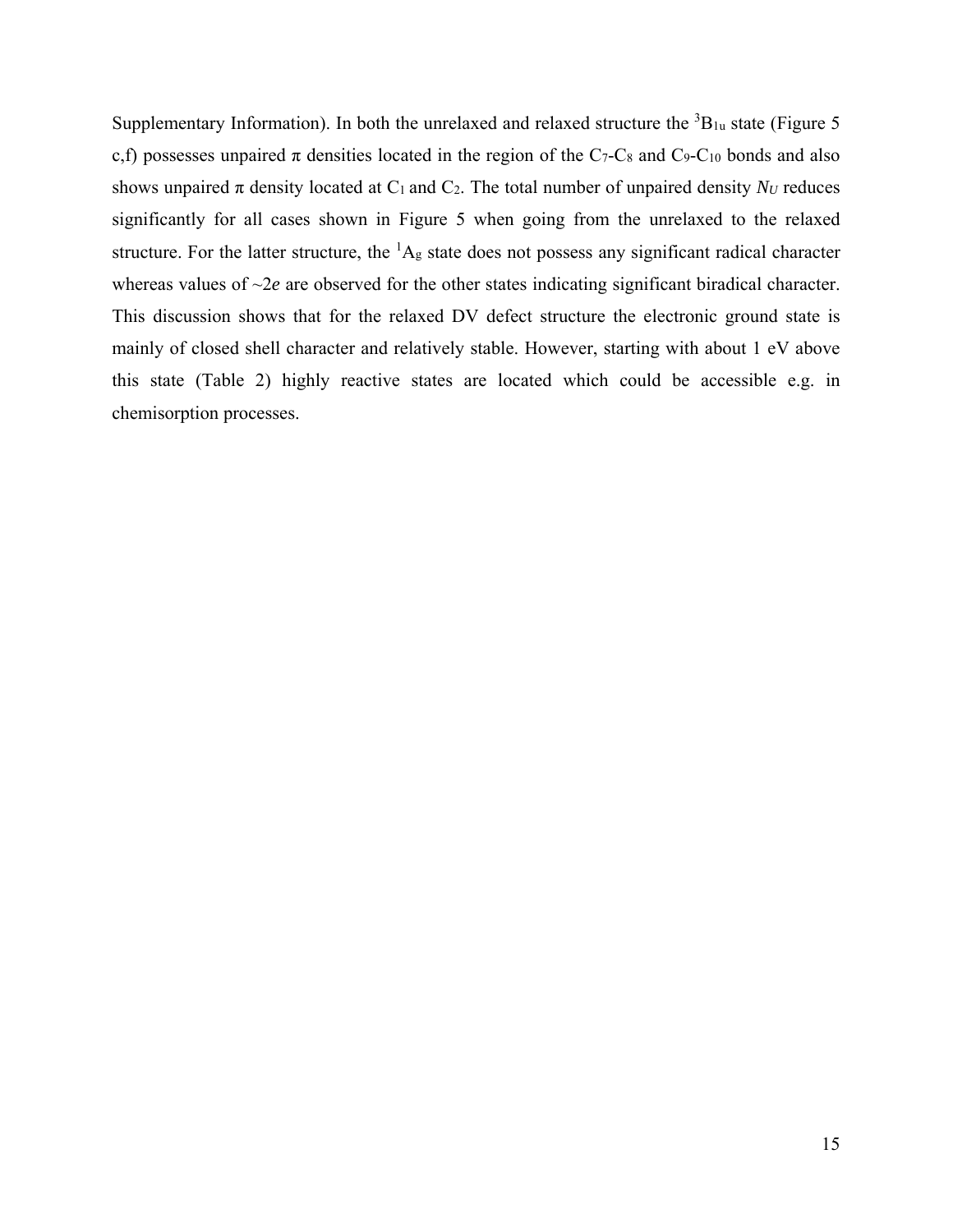Supplementary Information). In both the unrelaxed and relaxed structure the $^3B_{1u}$ state (Figure 5 c,f) possesses unpaired π densities located in the region of the $C_7$-$C_8$ and $C_9$-$C_{10}$ bonds and also shows unpaired π density located at $C_1$ and $C_2$. The total number of unpaired density $N_U$ reduces significantly for all cases shown in Figure 5 when going from the unrelaxed to the relaxed structure. For the latter structure, the $^1A_g$ state does not possess any significant radical character whereas values of ~2*e* are observed for the other states indicating significant biradical character. This discussion shows that for the relaxed DV defect structure the electronic ground state is mainly of closed shell character and relatively stable. However, starting with about 1 eV above this state (Table 2) highly reactive states are located which could be accessible e.g. in chemisorption processes.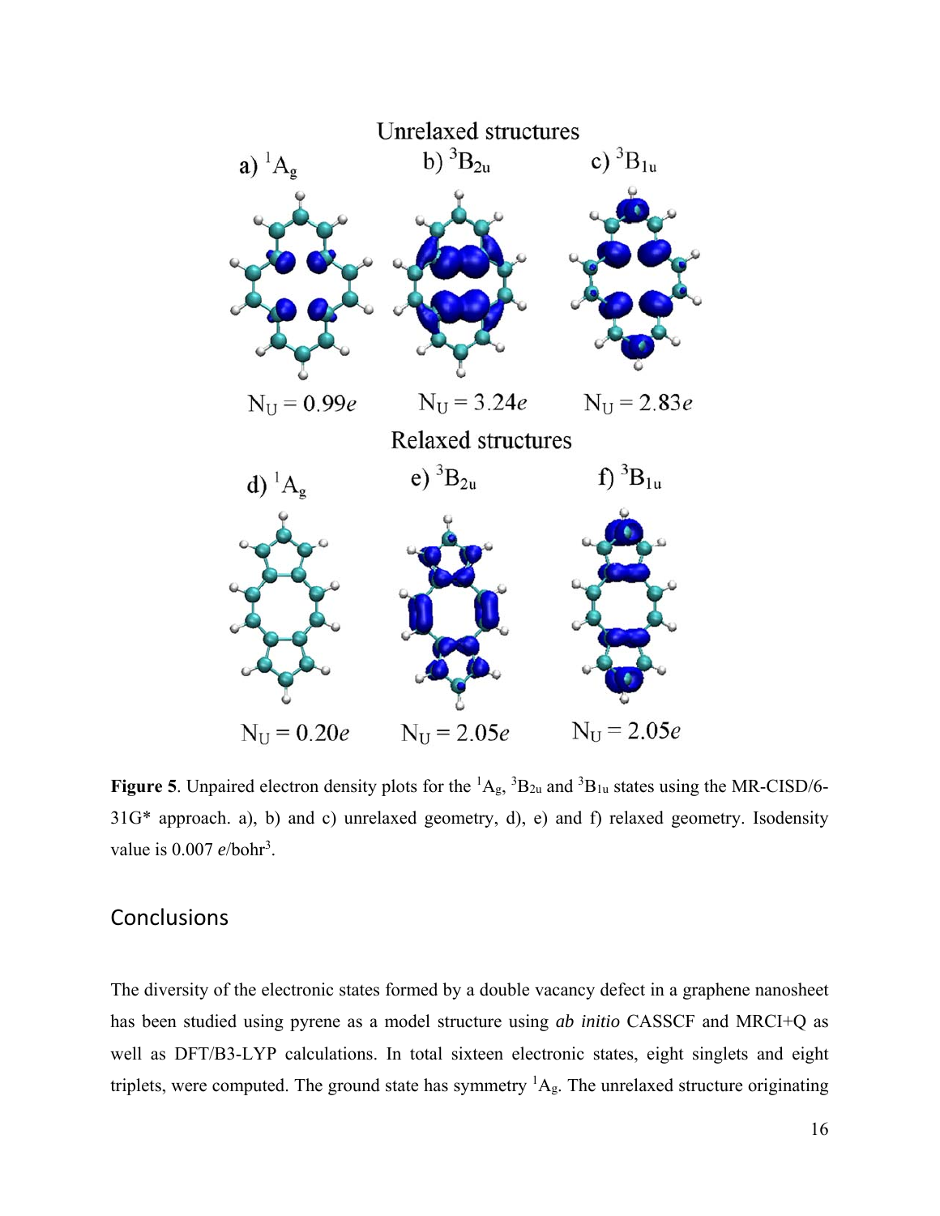Unrelaxed structures

a) $^1A_g$ b) $^3B_{2u}$ c) $^3B_{1u}$

$N_U = 0.99e$ $N_U = 3.24e$ $N_U = 2.83e$

Relaxed structures

d) $^1A_g$ e) $^3B_{2u}$ f) $^3B_{1u}$

$N_U = 0.20e$ $N_U = 2.05e$ $N_U = 2.05e$

**Figure 5**. Unpaired electron density plots for the $^1A_g$, $^3B_{2u}$ and $^3B_{1u}$ states using the MR-CISD/6-31G* approach. a), b) and c) unrelaxed geometry, d), e) and f) relaxed geometry. Isodensity value is 0.007 $e$/bohr$^3$.

## Conclusions

The diversity of the electronic states formed by a double vacancy defect in a graphene nanosheet has been studied using pyrene as a model structure using *ab initio* CASSCF and MRCI+Q as well as DFT/B3-LYP calculations. In total sixteen electronic states, eight singlets and eight triplets, were computed. The ground state has symmetry $^1A_g$. The unrelaxed structure originating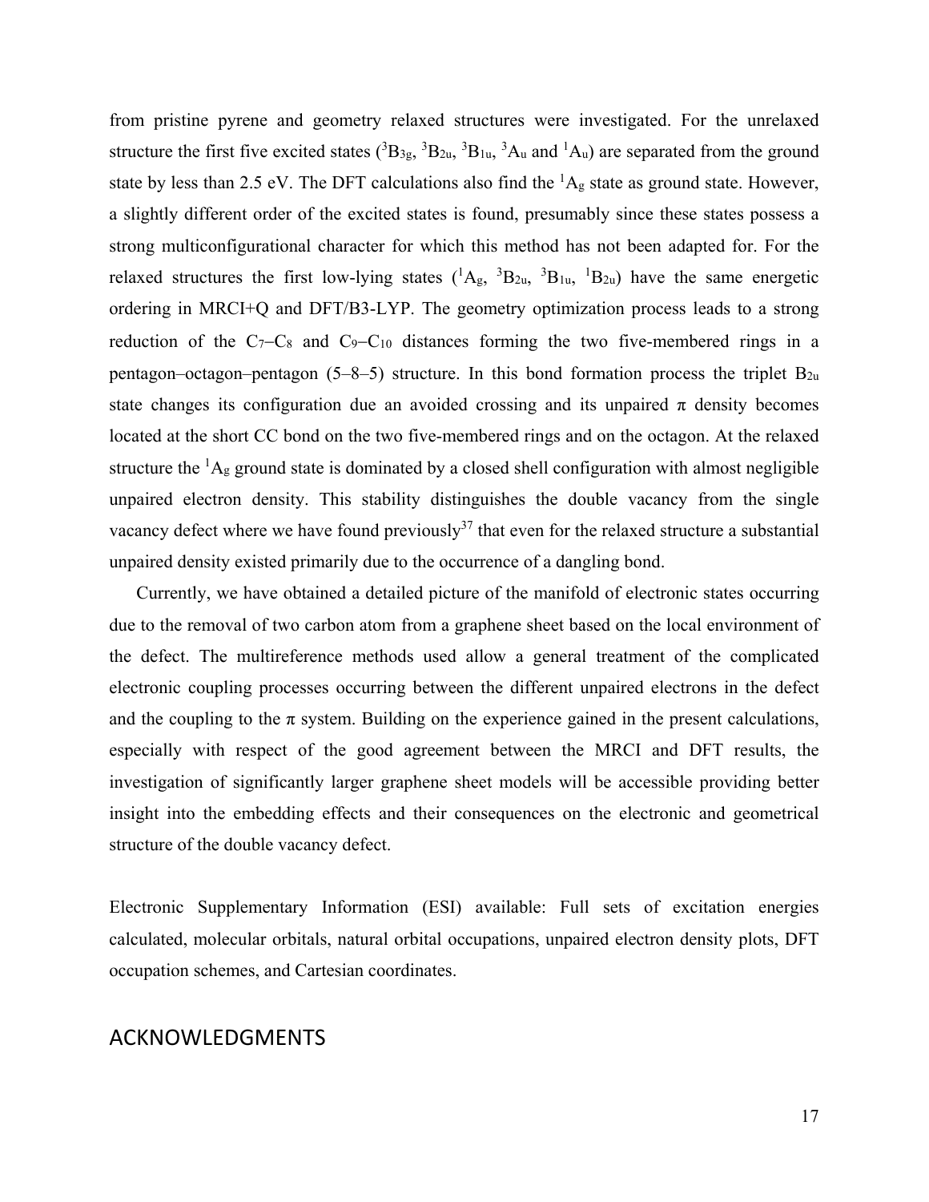from pristine pyrene and geometry relaxed structures were investigated. For the unrelaxed structure the first five excited states ($^3B_{3g}$, $^3B_{2u}$, $^3B_{1u}$, $^3A_u$ and $^1A_u$) are separated from the ground state by less than 2.5 eV. The DFT calculations also find the $^1A_g$ state as ground state. However, a slightly different order of the excited states is found, presumably since these states possess a strong multiconfigurational character for which this method has not been adapted for. For the relaxed structures the first low-lying states ($^1A_g$, $^3B_{2u}$, $^3B_{1u}$, $^1B_{2u}$) have the same energetic ordering in MRCI+Q and DFT/B3-LYP. The geometry optimization process leads to a strong reduction of the $C_7$–$C_8$ and $C_9$–$C_{10}$ distances forming the two five-membered rings in a pentagon–octagon–pentagon (5–8–5) structure. In this bond formation process the triplet $B_{2u}$ state changes its configuration due an avoided crossing and its unpaired π density becomes located at the short CC bond on the two five-membered rings and on the octagon. At the relaxed structure the $^1A_g$ ground state is dominated by a closed shell configuration with almost negligible unpaired electron density. This stability distinguishes the double vacancy from the single vacancy defect where we have found previously[37] that even for the relaxed structure a substantial unpaired density existed primarily due to the occurrence of a dangling bond.

Currently, we have obtained a detailed picture of the manifold of electronic states occurring due to the removal of two carbon atom from a graphene sheet based on the local environment of the defect. The multireference methods used allow a general treatment of the complicated electronic coupling processes occurring between the different unpaired electrons in the defect and the coupling to the π system. Building on the experience gained in the present calculations, especially with respect of the good agreement between the MRCI and DFT results, the investigation of significantly larger graphene sheet models will be accessible providing better insight into the embedding effects and their consequences on the electronic and geometrical structure of the double vacancy defect.

Electronic Supplementary Information (ESI) available: Full sets of excitation energies calculated, molecular orbitals, natural orbital occupations, unpaired electron density plots, DFT occupation schemes, and Cartesian coordinates.

## ACKNOWLEDGMENTS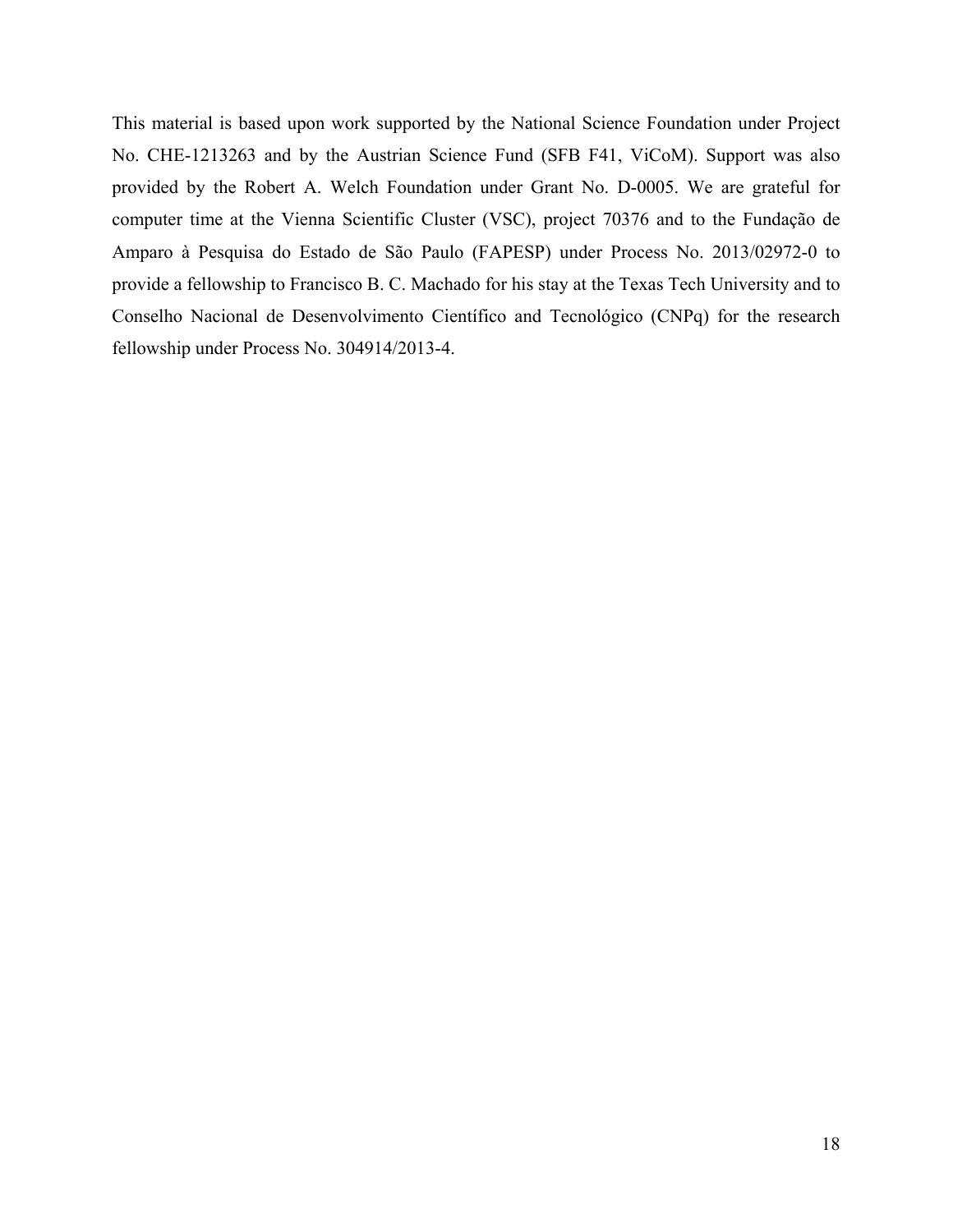This material is based upon work supported by the National Science Foundation under Project No. CHE-1213263 and by the Austrian Science Fund (SFB F41, ViCoM). Support was also provided by the Robert A. Welch Foundation under Grant No. D-0005. We are grateful for computer time at the Vienna Scientific Cluster (VSC), project 70376 and to the Fundação de Amparo à Pesquisa do Estado de São Paulo (FAPESP) under Process No. 2013/02972-0 to provide a fellowship to Francisco B. C. Machado for his stay at the Texas Tech University and to Conselho Nacional de Desenvolvimento Científico and Tecnológico (CNPq) for the research fellowship under Process No. 304914/2013-4.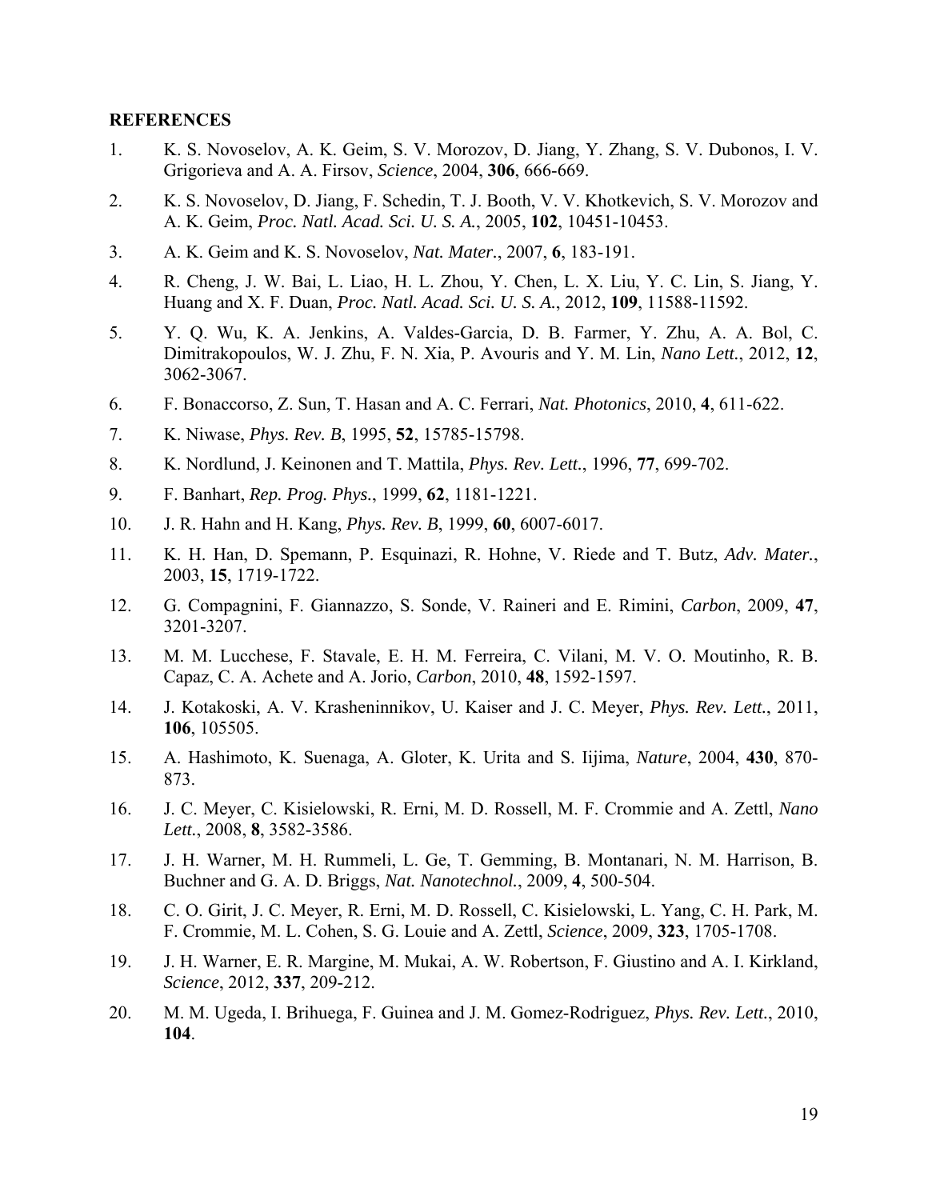**REFERENCES**

1. K. S. Novoselov, A. K. Geim, S. V. Morozov, D. Jiang, Y. Zhang, S. V. Dubonos, I. V. Grigorieva and A. A. Firsov, *Science*, 2004, **306**, 666-669.
2. K. S. Novoselov, D. Jiang, F. Schedin, T. J. Booth, V. V. Khotkevich, S. V. Morozov and A. K. Geim, *Proc. Natl. Acad. Sci. U. S. A.*, 2005, **102**, 10451-10453.
3. A. K. Geim and K. S. Novoselov, *Nat. Mater.*, 2007, **6**, 183-191.
4. R. Cheng, J. W. Bai, L. Liao, H. L. Zhou, Y. Chen, L. X. Liu, Y. C. Lin, S. Jiang, Y. Huang and X. F. Duan, *Proc. Natl. Acad. Sci. U. S. A.*, 2012, **109**, 11588-11592.
5. Y. Q. Wu, K. A. Jenkins, A. Valdes-Garcia, D. B. Farmer, Y. Zhu, A. A. Bol, C. Dimitrakopoulos, W. J. Zhu, F. N. Xia, P. Avouris and Y. M. Lin, *Nano Lett.*, 2012, **12**, 3062-3067.
6. F. Bonaccorso, Z. Sun, T. Hasan and A. C. Ferrari, *Nat. Photonics*, 2010, **4**, 611-622.
7. K. Niwase, *Phys. Rev. B*, 1995, **52**, 15785-15798.
8. K. Nordlund, J. Keinonen and T. Mattila, *Phys. Rev. Lett.*, 1996, **77**, 699-702.
9. F. Banhart, *Rep. Prog. Phys.*, 1999, **62**, 1181-1221.
10. J. R. Hahn and H. Kang, *Phys. Rev. B*, 1999, **60**, 6007-6017.
11. K. H. Han, D. Spemann, P. Esquinazi, R. Hohne, V. Riede and T. Butz, *Adv. Mater.*, 2003, **15**, 1719-1722.
12. G. Compagnini, F. Giannazzo, S. Sonde, V. Raineri and E. Rimini, *Carbon*, 2009, **47**, 3201-3207.
13. M. M. Lucchese, F. Stavale, E. H. M. Ferreira, C. Vilani, M. V. O. Moutinho, R. B. Capaz, C. A. Achete and A. Jorio, *Carbon*, 2010, **48**, 1592-1597.
14. J. Kotakoski, A. V. Krasheninnikov, U. Kaiser and J. C. Meyer, *Phys. Rev. Lett.*, 2011, **106**, 105505.
15. A. Hashimoto, K. Suenaga, A. Gloter, K. Urita and S. Iijima, *Nature*, 2004, **430**, 870-873.
16. J. C. Meyer, C. Kisielowski, R. Erni, M. D. Rossell, M. F. Crommie and A. Zettl, *Nano Lett.*, 2008, **8**, 3582-3586.
17. J. H. Warner, M. H. Rummeli, L. Ge, T. Gemming, B. Montanari, N. M. Harrison, B. Buchner and G. A. D. Briggs, *Nat. Nanotechnol.*, 2009, **4**, 500-504.
18. C. O. Girit, J. C. Meyer, R. Erni, M. D. Rossell, C. Kisielowski, L. Yang, C. H. Park, M. F. Crommie, M. L. Cohen, S. G. Louie and A. Zettl, *Science*, 2009, **323**, 1705-1708.
19. J. H. Warner, E. R. Margine, M. Mukai, A. W. Robertson, F. Giustino and A. I. Kirkland, *Science*, 2012, **337**, 209-212.
20. M. M. Ugeda, I. Brihuega, F. Guinea and J. M. Gomez-Rodriguez, *Phys. Rev. Lett.*, 2010, **104**.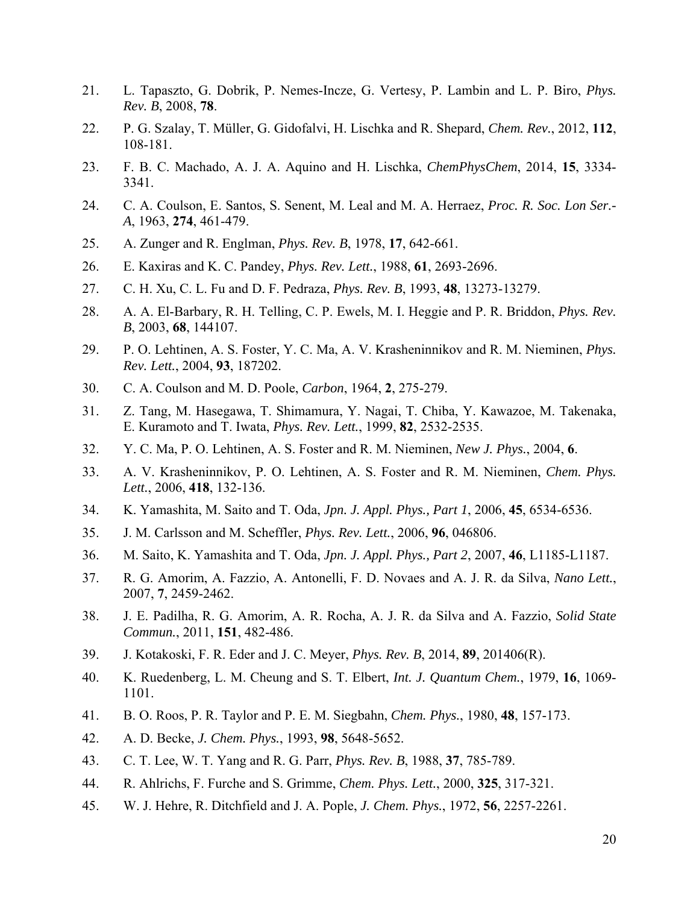21. L. Tapaszto, G. Dobrik, P. Nemes-Incze, G. Vertesy, P. Lambin and L. P. Biro, *Phys. Rev. B*, 2008, **78**.
22. P. G. Szalay, T. Müller, G. Gidofalvi, H. Lischka and R. Shepard, *Chem. Rev.*, 2012, **112**, 108-181.
23. F. B. C. Machado, A. J. A. Aquino and H. Lischka, *ChemPhysChem*, 2014, **15**, 3334-3341.
24. C. A. Coulson, E. Santos, S. Senent, M. Leal and M. A. Herraez, *Proc. R. Soc. Lon Ser.-A*, 1963, **274**, 461-479.
25. A. Zunger and R. Englman, *Phys. Rev. B*, 1978, **17**, 642-661.
26. E. Kaxiras and K. C. Pandey, *Phys. Rev. Lett.*, 1988, **61**, 2693-2696.
27. C. H. Xu, C. L. Fu and D. F. Pedraza, *Phys. Rev. B*, 1993, **48**, 13273-13279.
28. A. A. El-Barbary, R. H. Telling, C. P. Ewels, M. I. Heggie and P. R. Briddon, *Phys. Rev. B*, 2003, **68**, 144107.
29. P. O. Lehtinen, A. S. Foster, Y. C. Ma, A. V. Krasheninnikov and R. M. Nieminen, *Phys. Rev. Lett.*, 2004, **93**, 187202.
30. C. A. Coulson and M. D. Poole, *Carbon*, 1964, **2**, 275-279.
31. Z. Tang, M. Hasegawa, T. Shimamura, Y. Nagai, T. Chiba, Y. Kawazoe, M. Takenaka, E. Kuramoto and T. Iwata, *Phys. Rev. Lett.*, 1999, **82**, 2532-2535.
32. Y. C. Ma, P. O. Lehtinen, A. S. Foster and R. M. Nieminen, *New J. Phys.*, 2004, **6**.
33. A. V. Krasheninnikov, P. O. Lehtinen, A. S. Foster and R. M. Nieminen, *Chem. Phys. Lett.*, 2006, **418**, 132-136.
34. K. Yamashita, M. Saito and T. Oda, *Jpn. J. Appl. Phys., Part 1*, 2006, **45**, 6534-6536.
35. J. M. Carlsson and M. Scheffler, *Phys. Rev. Lett.*, 2006, **96**, 046806.
36. M. Saito, K. Yamashita and T. Oda, *Jpn. J. Appl. Phys., Part 2*, 2007, **46**, L1185-L1187.
37. R. G. Amorim, A. Fazzio, A. Antonelli, F. D. Novaes and A. J. R. da Silva, *Nano Lett.*, 2007, **7**, 2459-2462.
38. J. E. Padilha, R. G. Amorim, A. R. Rocha, A. J. R. da Silva and A. Fazzio, *Solid State Commun.*, 2011, **151**, 482-486.
39. J. Kotakoski, F. R. Eder and J. C. Meyer, *Phys. Rev. B*, 2014, **89**, 201406(R).
40. K. Ruedenberg, L. M. Cheung and S. T. Elbert, *Int. J. Quantum Chem.*, 1979, **16**, 1069-1101.
41. B. O. Roos, P. R. Taylor and P. E. M. Siegbahn, *Chem. Phys.*, 1980, **48**, 157-173.
42. A. D. Becke, *J. Chem. Phys.*, 1993, **98**, 5648-5652.
43. C. T. Lee, W. T. Yang and R. G. Parr, *Phys. Rev. B*, 1988, **37**, 785-789.
44. R. Ahlrichs, F. Furche and S. Grimme, *Chem. Phys. Lett.*, 2000, **325**, 317-321.
45. W. J. Hehre, R. Ditchfield and J. A. Pople, *J. Chem. Phys.*, 1972, **56**, 2257-2261.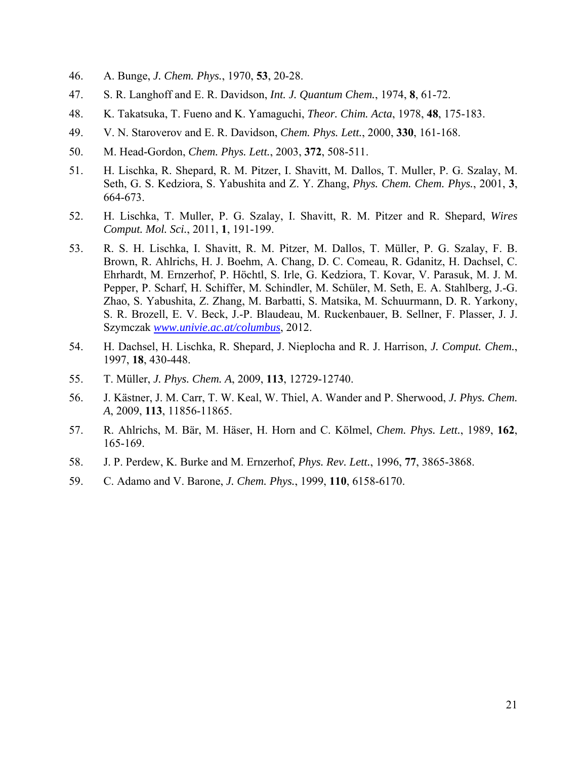46. A. Bunge, *J. Chem. Phys.*, 1970, **53**, 20-28.

47. S. R. Langhoff and E. R. Davidson, *Int. J. Quantum Chem.*, 1974, **8**, 61-72.

48. K. Takatsuka, T. Fueno and K. Yamaguchi, *Theor. Chim. Acta*, 1978, **48**, 175-183.

49. V. N. Staroverov and E. R. Davidson, *Chem. Phys. Lett.*, 2000, **330**, 161-168.

50. M. Head-Gordon, *Chem. Phys. Lett.*, 2003, **372**, 508-511.

51. H. Lischka, R. Shepard, R. M. Pitzer, I. Shavitt, M. Dallos, T. Muller, P. G. Szalay, M. Seth, G. S. Kedziora, S. Yabushita and Z. Y. Zhang, *Phys. Chem. Chem. Phys.*, 2001, **3**, 664-673.

52. H. Lischka, T. Muller, P. G. Szalay, I. Shavitt, R. M. Pitzer and R. Shepard, *Wires Comput. Mol. Sci.*, 2011, **1**, 191-199.

53. R. S. H. Lischka, I. Shavitt, R. M. Pitzer, M. Dallos, T. Müller, P. G. Szalay, F. B. Brown, R. Ahlrichs, H. J. Boehm, A. Chang, D. C. Comeau, R. Gdanitz, H. Dachsel, C. Ehrhardt, M. Ernzerhof, P. Höchtl, S. Irle, G. Kedziora, T. Kovar, V. Parasuk, M. J. M. Pepper, P. Scharf, H. Schiffer, M. Schindler, M. Schüler, M. Seth, E. A. Stahlberg, J.-G. Zhao, S. Yabushita, Z. Zhang, M. Barbatti, S. Matsika, M. Schuurmann, D. R. Yarkony, S. R. Brozell, E. V. Beck, J.-P. Blaudeau, M. Ruckenbauer, B. Sellner, F. Plasser, J. J. Szymczak *www.univie.ac.at/columbus*, 2012.

54. H. Dachsel, H. Lischka, R. Shepard, J. Nieplocha and R. J. Harrison, *J. Comput. Chem.*, 1997, **18**, 430-448.

55. T. Müller, *J. Phys. Chem. A*, 2009, **113**, 12729-12740.

56. J. Kästner, J. M. Carr, T. W. Keal, W. Thiel, A. Wander and P. Sherwood, *J. Phys. Chem. A*, 2009, **113**, 11856-11865.

57. R. Ahlrichs, M. Bär, M. Häser, H. Horn and C. Kölmel, *Chem. Phys. Lett.*, 1989, **162**, 165-169.

58. J. P. Perdew, K. Burke and M. Ernzerhof, *Phys. Rev. Lett.*, 1996, **77**, 3865-3868.

59. C. Adamo and V. Barone, *J. Chem. Phys.*, 1999, **110**, 6158-6170.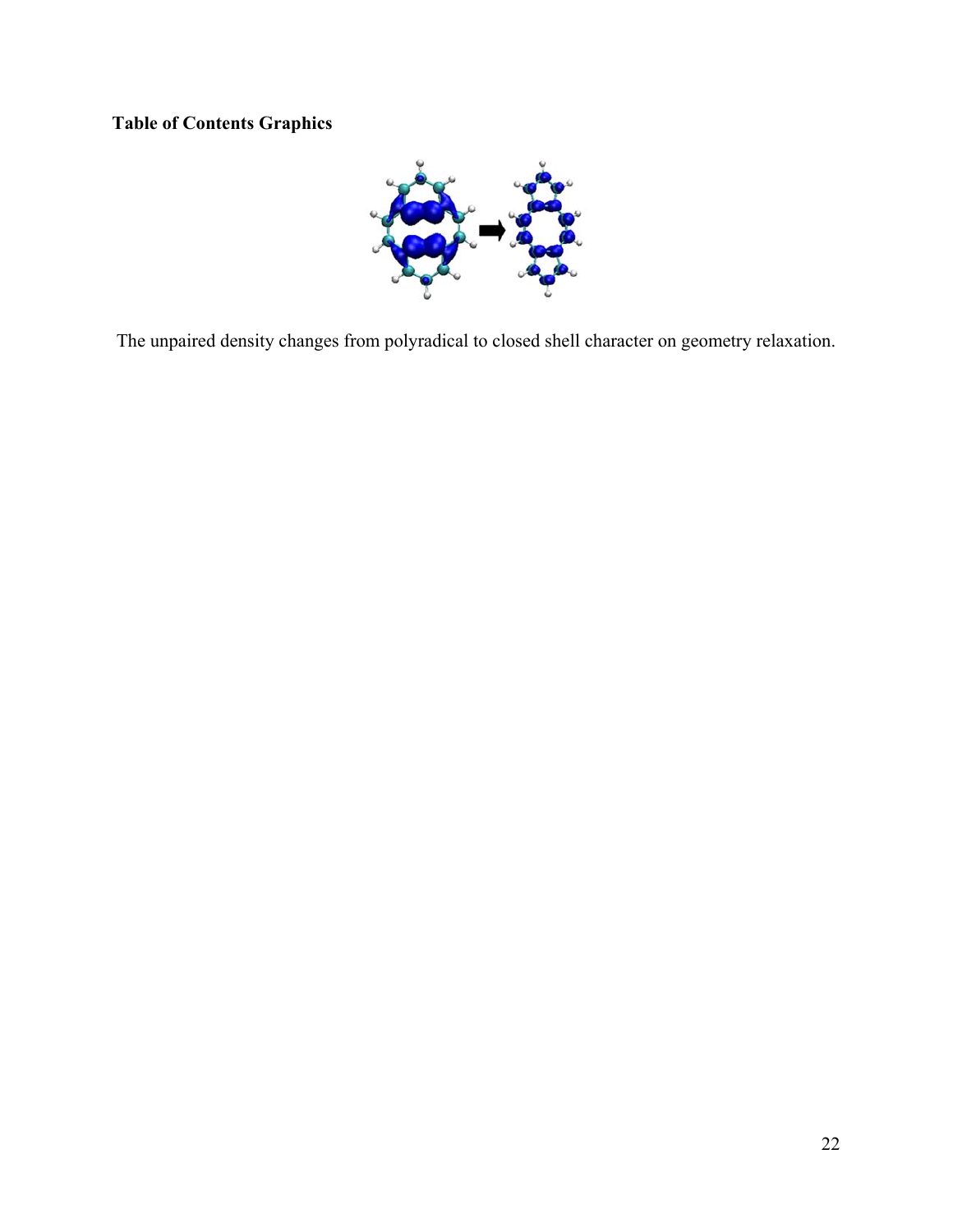**Table of Contents Graphics**

The unpaired density changes from polyradical to closed shell character on geometry relaxation.